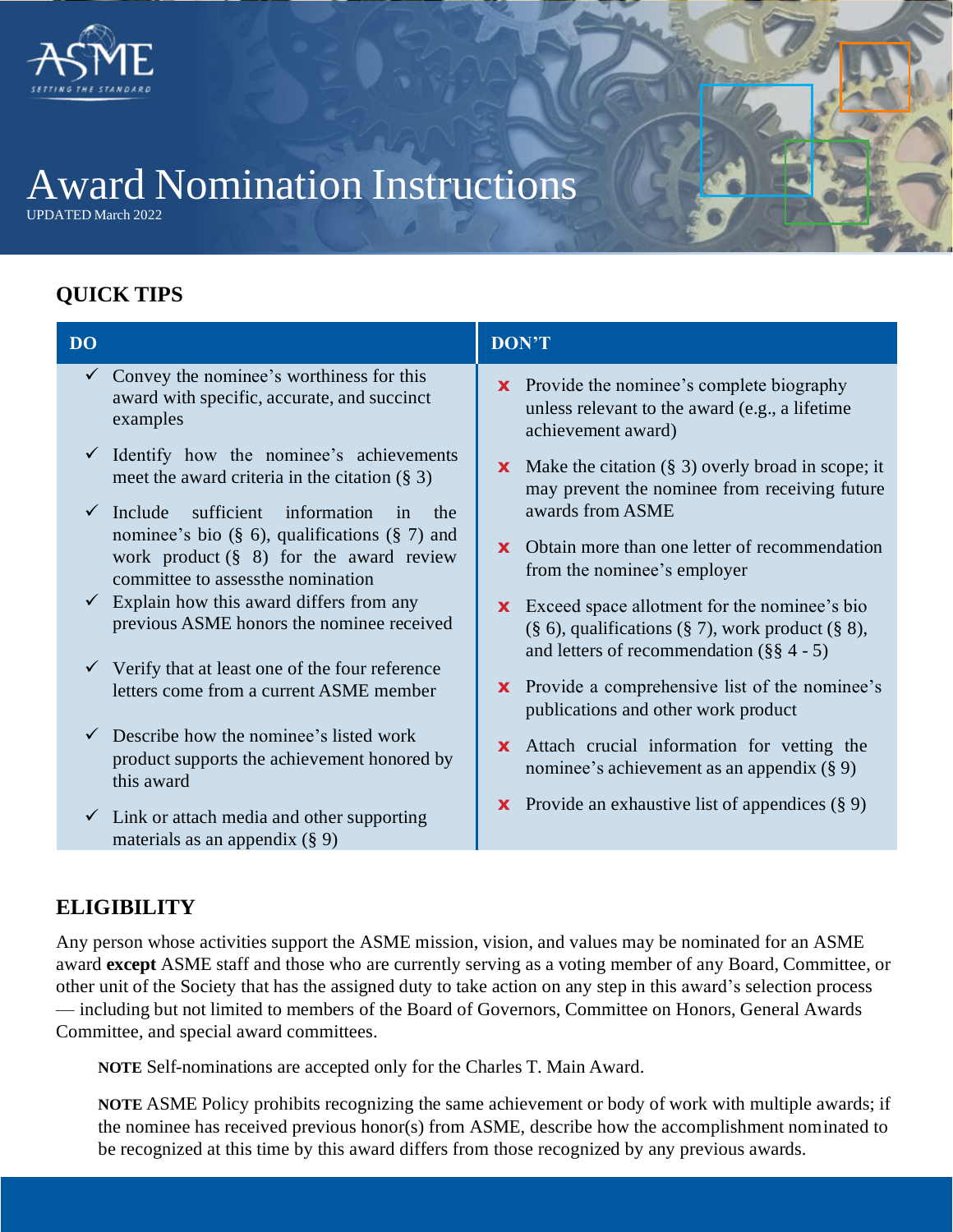# Award Nomination Instructions

UPDATED March 2022

## QUICK TIPS

| DO | DON'T |
|---|---|
| ✓ Convey the nominee's worthiness for this award with specific, accurate, and succinct examples | ✗ Provide the nominee's complete biography unless relevant to the award (e.g., a lifetime achievement award) |
| ✓ Identify how the nominee's achievements meet the award criteria in the citation (§ 3) | ✗ Make the citation (§ 3) overly broad in scope; it may prevent the nominee from receiving future awards from ASME |
| ✓ Include sufficient information in the nominee's bio (§ 6), qualifications (§ 7) and work product (§ 8) for the award review committee to assessthe nomination | ✗ Obtain more than one letter of recommendation from the nominee's employer |
| ✓ Explain how this award differs from any previous ASME honors the nominee received | ✗ Exceed space allotment for the nominee's bio (§ 6), qualifications (§ 7), work product (§ 8), and letters of recommendation (§§ 4 - 5) |
| ✓ Verify that at least one of the four reference letters come from a current ASME member | ✗ Provide a comprehensive list of the nominee's publications and other work product |
| ✓ Describe how the nominee's listed work product supports the achievement honored by this award | ✗ Attach crucial information for vetting the nominee's achievement as an appendix (§ 9) |
| ✓ Link or attach media and other supporting materials as an appendix (§ 9) | ✗ Provide an exhaustive list of appendices (§ 9) |

## ELIGIBILITY

Any person whose activities support the ASME mission, vision, and values may be nominated for an ASME award **except** ASME staff and those who are currently serving as a voting member of any Board, Committee, or other unit of the Society that has the assigned duty to take action on any step in this award's selection process — including but not limited to members of the Board of Governors, Committee on Honors, General Awards Committee, and special award committees.

> **NOTE** Self-nominations are accepted only for the Charles T. Main Award.
>
> **NOTE** ASME Policy prohibits recognizing the same achievement or body of work with multiple awards; if the nominee has received previous honor(s) from ASME, describe how the accomplishment nominated to be recognized at this time by this award differs from those recognized by any previous awards.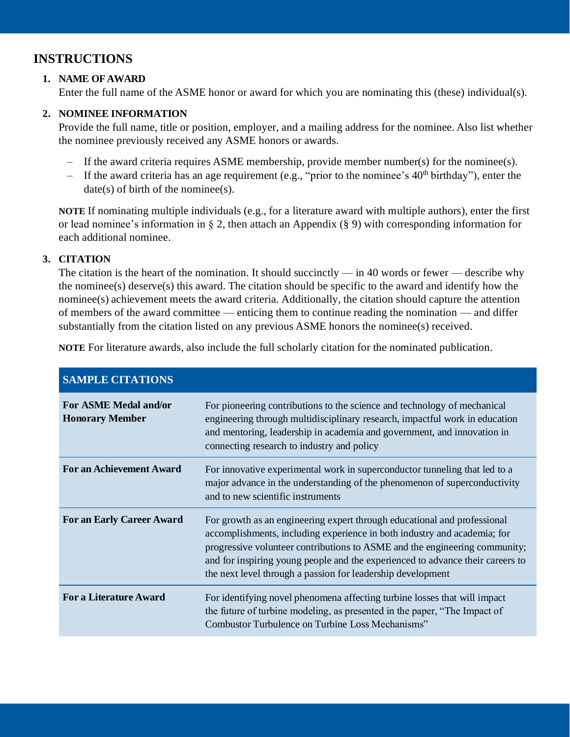## INSTRUCTIONS

1. **NAME OF AWARD**
   Enter the full name of the ASME honor or award for which you are nominating this (these) individual(s).

2. **NOMINEE INFORMATION**
   Provide the full name, title or position, employer, and a mailing address for the nominee. Also list whether the nominee previously received any ASME honors or awards.

   – If the award criteria requires ASME membership, provide member number(s) for the nominee(s).
   – If the award criteria has an age requirement (e.g., "prior to the nominee's 40th birthday"), enter the date(s) of birth of the nominee(s).

   **NOTE** If nominating multiple individuals (e.g., for a literature award with multiple authors), enter the first or lead nominee's information in § 2, then attach an Appendix (§ 9) with corresponding information for each additional nominee.

3. **CITATION**
   The citation is the heart of the nomination. It should succinctly — in 40 words or fewer — describe why the nominee(s) deserve(s) this award. The citation should be specific to the award and identify how the nominee(s) achievement meets the award criteria. Additionally, the citation should capture the attention of members of the award committee — enticing them to continue reading the nomination — and differ substantially from the citation listed on any previous ASME honors the nominee(s) received.

   **NOTE** For literature awards, also include the full scholarly citation for the nominated publication.

| SAMPLE CITATIONS | |
|---|---|
| **For ASME Medal and/or Honorary Member** | For pioneering contributions to the science and technology of mechanical engineering through multidisciplinary research, impactful work in education and mentoring, leadership in academia and government, and innovation in connecting research to industry and policy |
| **For an Achievement Award** | For innovative experimental work in superconductor tunneling that led to a major advance in the understanding of the phenomenon of superconductivity and to new scientific instruments |
| **For an Early Career Award** | For growth as an engineering expert through educational and professional accomplishments, including experience in both industry and academia; for progressive volunteer contributions to ASME and the engineering community; and for inspiring young people and the experienced to advance their careers to the next level through a passion for leadership development |
| **For a Literature Award** | For identifying novel phenomena affecting turbine losses that will impact the future of turbine modeling, as presented in the paper, "The Impact of Combustor Turbulence on Turbine Loss Mechanisms" |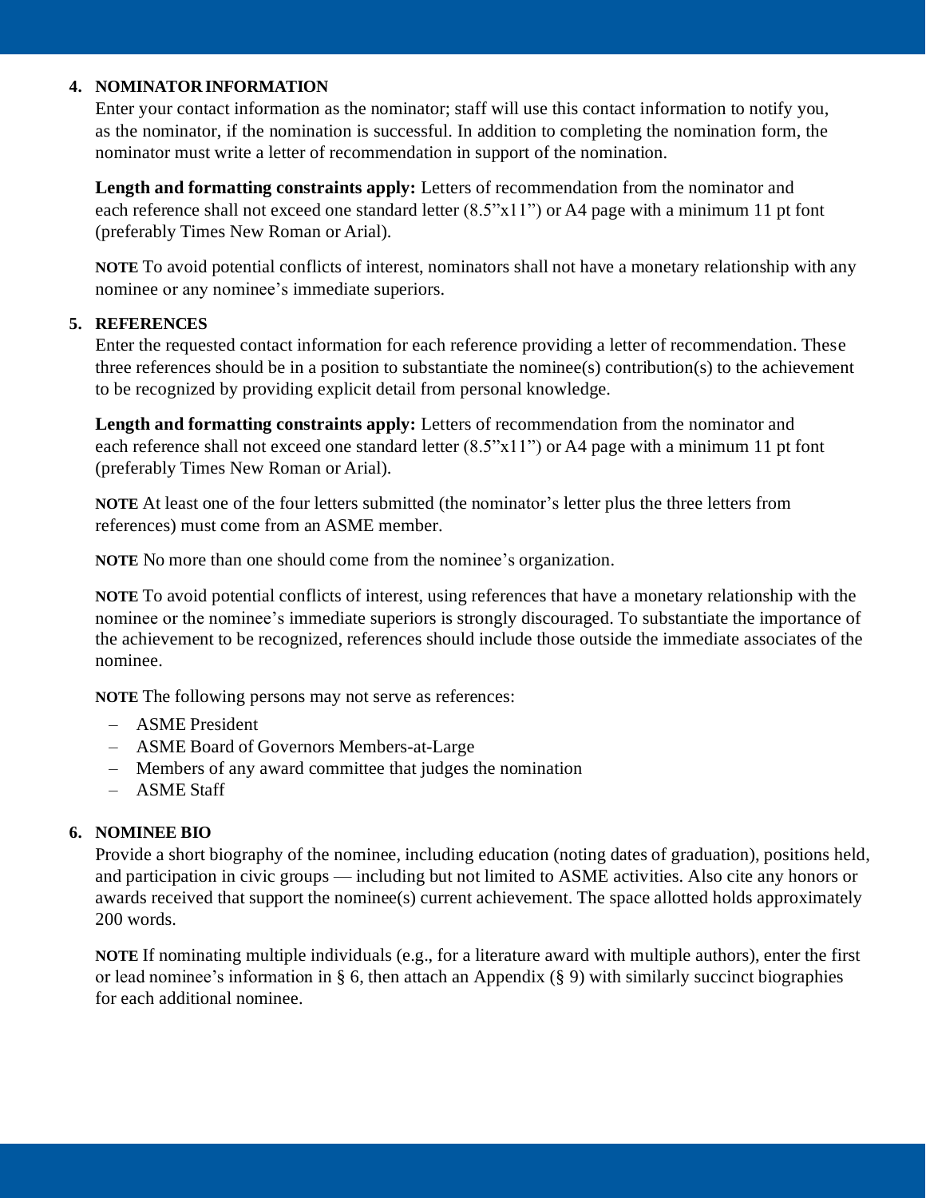4. **NOMINATOR INFORMATION**

   Enter your contact information as the nominator; staff will use this contact information to notify you, as the nominator, if the nomination is successful. In addition to completing the nomination form, the nominator must write a letter of recommendation in support of the nomination.

   **Length and formatting constraints apply:** Letters of recommendation from the nominator and each reference shall not exceed one standard letter (8.5”x11”) or A4 page with a minimum 11 pt font (preferably Times New Roman or Arial).

   **NOTE** To avoid potential conflicts of interest, nominators shall not have a monetary relationship with any nominee or any nominee’s immediate superiors.

5. **REFERENCES**

   Enter the requested contact information for each reference providing a letter of recommendation. These three references should be in a position to substantiate the nominee(s) contribution(s) to the achievement to be recognized by providing explicit detail from personal knowledge.

   **Length and formatting constraints apply:** Letters of recommendation from the nominator and each reference shall not exceed one standard letter (8.5”x11”) or A4 page with a minimum 11 pt font (preferably Times New Roman or Arial).

   **NOTE** At least one of the four letters submitted (the nominator’s letter plus the three letters from references) must come from an ASME member.

   **NOTE** No more than one should come from the nominee’s organization.

   **NOTE** To avoid potential conflicts of interest, using references that have a monetary relationship with the nominee or the nominee’s immediate superiors is strongly discouraged. To substantiate the importance of the achievement to be recognized, references should include those outside the immediate associates of the nominee.

   **NOTE** The following persons may not serve as references:

   - ASME President
   - ASME Board of Governors Members-at-Large
   - Members of any award committee that judges the nomination
   - ASME Staff

6. **NOMINEE BIO**

   Provide a short biography of the nominee, including education (noting dates of graduation), positions held, and participation in civic groups — including but not limited to ASME activities. Also cite any honors or awards received that support the nominee(s) current achievement. The space allotted holds approximately 200 words.

   **NOTE** If nominating multiple individuals (e.g., for a literature award with multiple authors), enter the first or lead nominee’s information in § 6, then attach an Appendix (§ 9) with similarly succinct biographies for each additional nominee.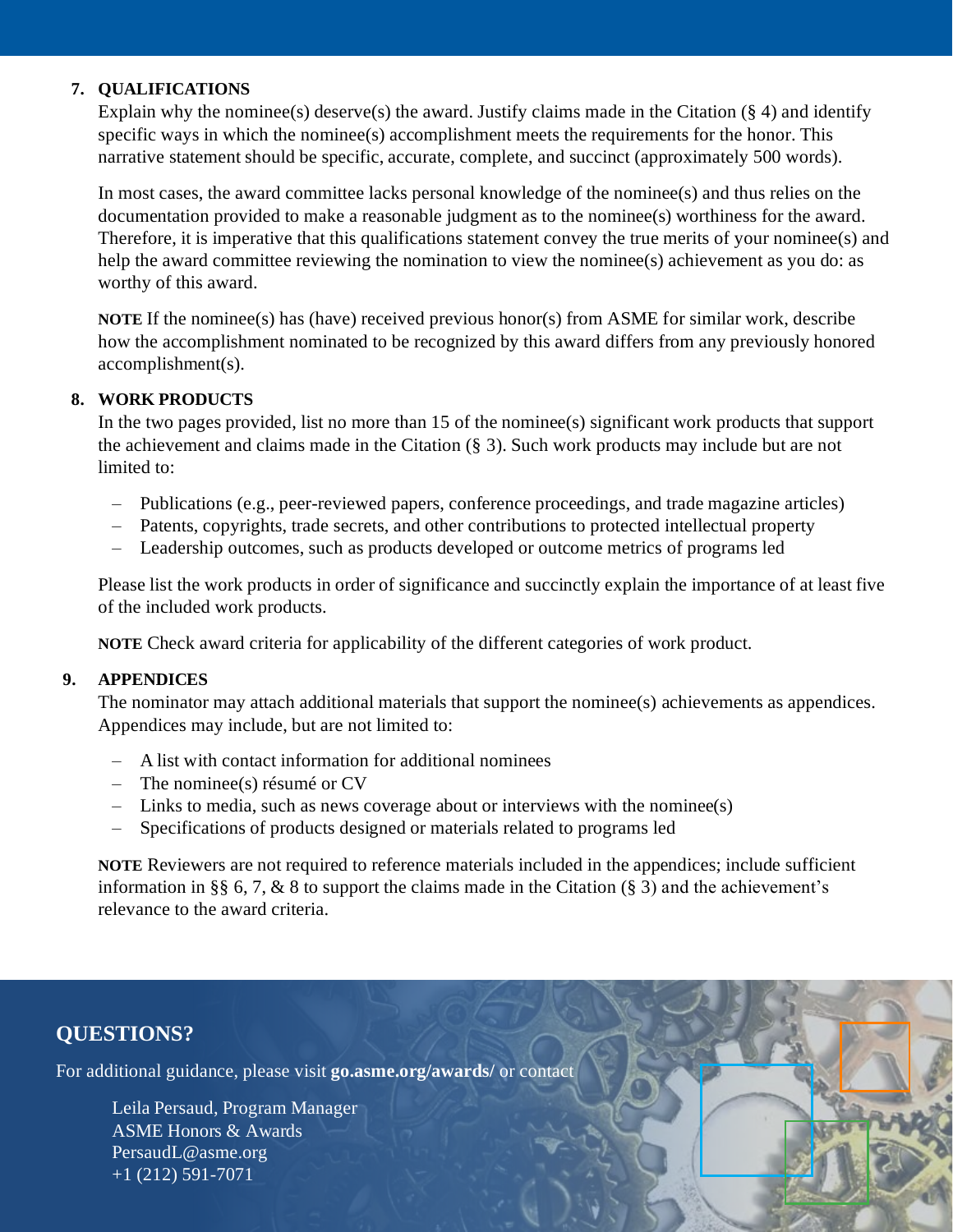**7. QUALIFICATIONS**

Explain why the nominee(s) deserve(s) the award. Justify claims made in the Citation (§ 4) and identify specific ways in which the nominee(s) accomplishment meets the requirements for the honor. This narrative statement should be specific, accurate, complete, and succinct (approximately 500 words).

In most cases, the award committee lacks personal knowledge of the nominee(s) and thus relies on the documentation provided to make a reasonable judgment as to the nominee(s) worthiness for the award. Therefore, it is imperative that this qualifications statement convey the true merits of your nominee(s) and help the award committee reviewing the nomination to view the nominee(s) achievement as you do: as worthy of this award.

**NOTE** If the nominee(s) has (have) received previous honor(s) from ASME for similar work, describe how the accomplishment nominated to be recognized by this award differs from any previously honored accomplishment(s).

**8. WORK PRODUCTS**

In the two pages provided, list no more than 15 of the nominee(s) significant work products that support the achievement and claims made in the Citation (§ 3). Such work products may include but are not limited to:

- Publications (e.g., peer-reviewed papers, conference proceedings, and trade magazine articles)
- Patents, copyrights, trade secrets, and other contributions to protected intellectual property
- Leadership outcomes, such as products developed or outcome metrics of programs led

Please list the work products in order of significance and succinctly explain the importance of at least five of the included work products.

**NOTE** Check award criteria for applicability of the different categories of work product.

**9. APPENDICES**

The nominator may attach additional materials that support the nominee(s) achievements as appendices. Appendices may include, but are not limited to:

- A list with contact information for additional nominees
- The nominee(s) résumé or CV
- Links to media, such as news coverage about or interviews with the nominee(s)
- Specifications of products designed or materials related to programs led

**NOTE** Reviewers are not required to reference materials included in the appendices; include sufficient information in §§ 6, 7, & 8 to support the claims made in the Citation (§ 3) and the achievement's relevance to the award criteria.

## QUESTIONS?

For additional guidance, please visit **go.asme.org/awards/** or contact

Leila Persaud, Program Manager
ASME Honors & Awards
PersaudL@asme.org
+1 (212) 591-7071